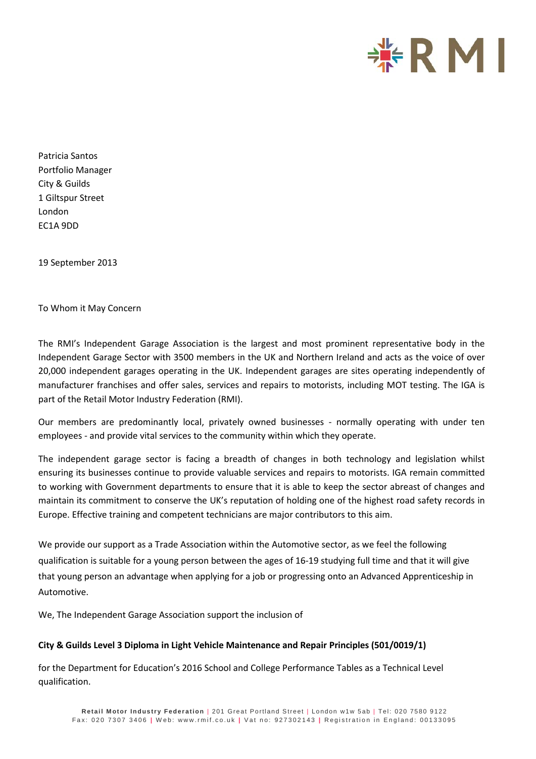RMI

Patricia Santos
Portfolio Manager
City & Guilds
1 Giltspur Street
London
EC1A 9DD

19 September 2013

To Whom it May Concern

The RMI's Independent Garage Association is the largest and most prominent representative body in the Independent Garage Sector with 3500 members in the UK and Northern Ireland and acts as the voice of over 20,000 independent garages operating in the UK. Independent garages are sites operating independently of manufacturer franchises and offer sales, services and repairs to motorists, including MOT testing. The IGA is part of the Retail Motor Industry Federation (RMI).

Our members are predominantly local, privately owned businesses - normally operating with under ten employees - and provide vital services to the community within which they operate.

The independent garage sector is facing a breadth of changes in both technology and legislation whilst ensuring its businesses continue to provide valuable services and repairs to motorists. IGA remain committed to working with Government departments to ensure that it is able to keep the sector abreast of changes and maintain its commitment to conserve the UK's reputation of holding one of the highest road safety records in Europe. Effective training and competent technicians are major contributors to this aim.

We provide our support as a Trade Association within the Automotive sector, as we feel the following qualification is suitable for a young person between the ages of 16-19 studying full time and that it will give that young person an advantage when applying for a job or progressing onto an Advanced Apprenticeship in Automotive.

We, The Independent Garage Association support the inclusion of

**City & Guilds Level 3 Diploma in Light Vehicle Maintenance and Repair Principles (501/0019/1)**

for the Department for Education's 2016 School and College Performance Tables as a Technical Level qualification.

**Retail Motor Industry Federation** | 201 Great Portland Street | London w1w 5ab | Tel: 020 7580 9122
Fax: 020 7307 3406 | Web: www.rmif.co.uk | Vat no: 927302143 | Registration in England: 00133095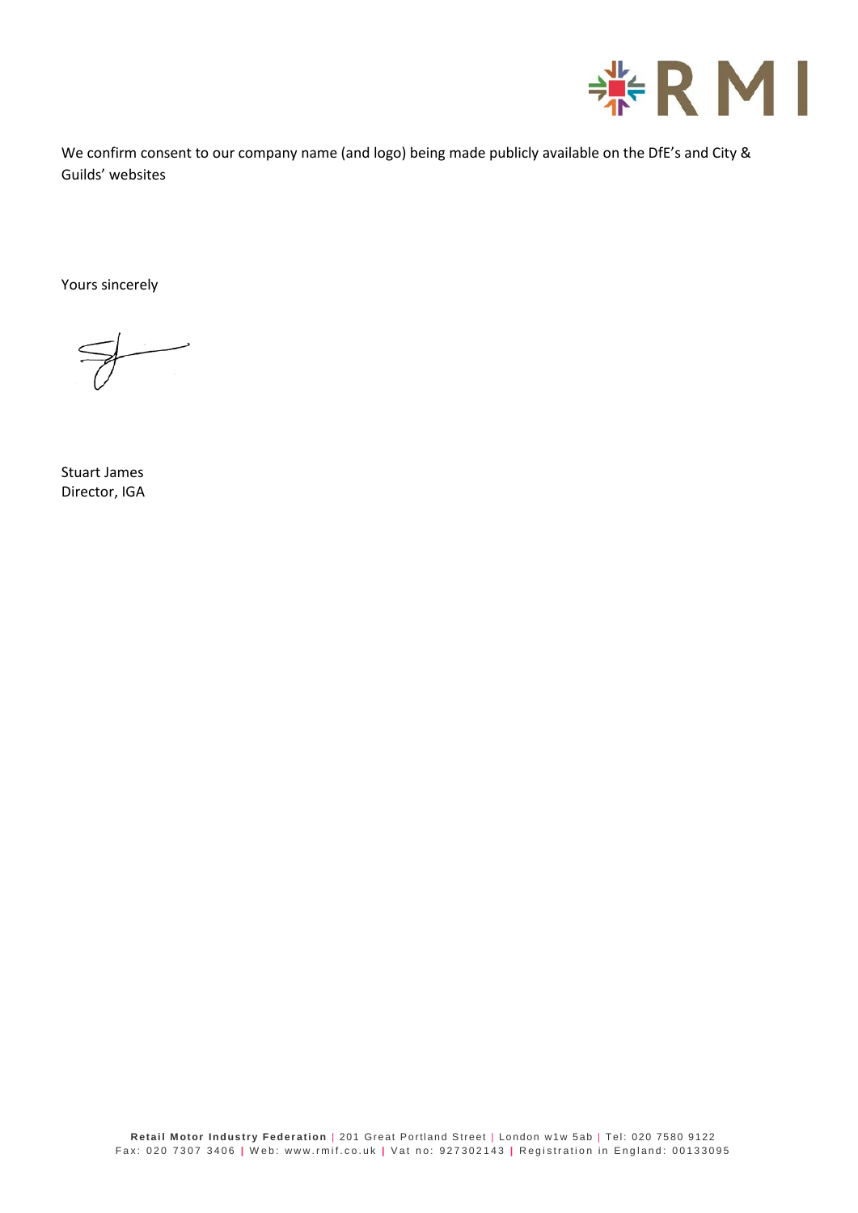We confirm consent to our company name (and logo) being made publicly available on the DfE's and City & Guilds' websites

Yours sincerely

Stuart James
Director, IGA

**Retail Motor Industry Federation** | 201 Great Portland Street | London w1w 5ab | Tel: 020 7580 9122
Fax: 020 7307 3406 | Web: www.rmif.co.uk | Vat no: 927302143 | Registration in England: 00133095